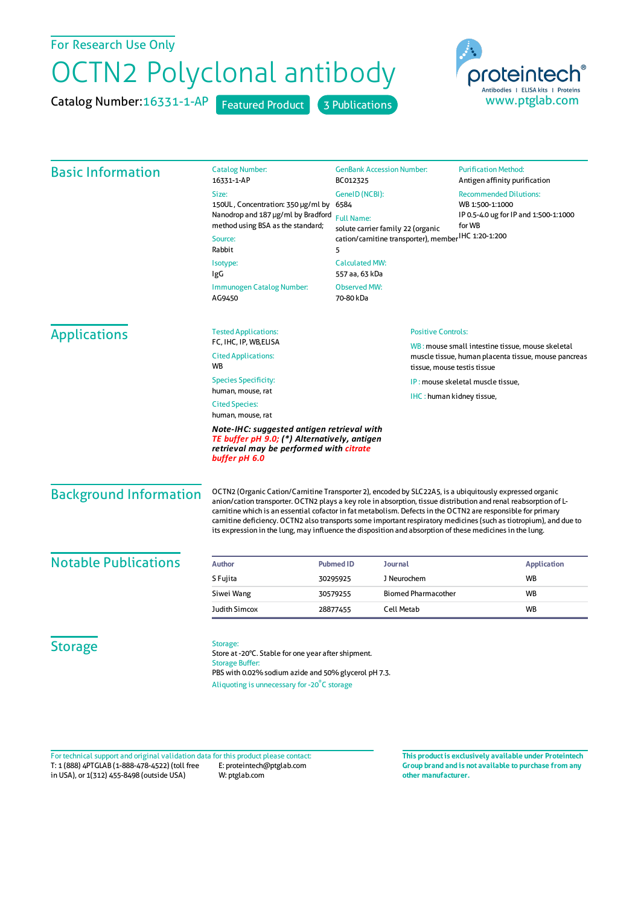For Research Use Only

# OCTN2 Polyclonal antibody

Catalog Number: 16331-1-AP   Featured Product   3 Publications

proteintech®
Antibodies | ELISA kits | Proteins
www.ptglab.com

## Basic Information

**Catalog Number:**
16331-1-AP

**Size:**
150UL , Concentration: 350 μg/ml by Nanodrop and 187 μg/ml by Bradford method using BSA as the standard;

**Source:**
Rabbit

**Isotype:**
IgG

**Immunogen Catalog Number:**
AG9450

**GenBank Accession Number:**
BC012325

**GeneID (NCBI):**
6584

**Full Name:**
solute carrier family 22 (organic cation/carnitine transporter), member 5

**Calculated MW:**
557 aa, 63 kDa

**Observed MW:**
70-80 kDa

**Purification Method:**
Antigen affinity purification

**Recommended Dilutions:**
WB 1:500-1:1000
IP 0.5-4.0 ug for IP and 1:500-1:1000 for WB
IHC 1:20-1:200

## Applications

**Tested Applications:**
FC, IHC, IP, WB,ELISA

**Cited Applications:**
WB

**Species Specificity:**
human, mouse, rat

**Cited Species:**
human, mouse, rat

***Note-IHC: suggested antigen retrieval with TE buffer pH 9.0; (*) Alternatively, antigen retrieval may be performed with citrate buffer pH 6.0***

**Positive Controls:**

WB : mouse small intestine tissue, mouse skeletal muscle tissue, human placenta tissue, mouse pancreas tissue, mouse testis tissue

IP : mouse skeletal muscle tissue,

IHC : human kidney tissue,

## Background Information

OCTN2 (Organic Cation/Carnitine Transporter 2), encoded by SLC22A5, is a ubiquitously expressed organic anion/cation transporter. OCTN2 plays a key role in absorption, tissue distribution and renal reabsorption of L-carnitine which is an essential cofactor in fat metabolism. Defects in the OCTN2 are responsible for primary carnitine deficiency. OCTN2 also transports some important respiratory medicines (such as tiotropium), and due to its expression in the lung, may influence the disposition and absorption of these medicines in the lung.

## Notable Publications

| Author | Pubmed ID | Journal | Application |
|---|---|---|---|
| S Fujita | 30295925 | J Neurochem | WB |
| Siwei Wang | 30579255 | Biomed Pharmacother | WB |
| Judith Simcox | 28877455 | Cell Metab | WB |

## Storage

**Storage:**
Store at -20°C. Stable for one year after shipment.

**Storage Buffer:**
PBS with 0.02% sodium azide and 50% glycerol pH 7.3.

Aliquoting is unnecessary for -20°C storage

For technical support and original validation data for this product please contact:
T: 1 (888) 4PTGLAB (1-888-478-4522) (toll free in USA), or 1(312) 455-8498 (outside USA)
E: proteintech@ptglab.com
W: ptglab.com

**This product is exclusively available under Proteintech Group brand and is not available to purchase from any other manufacturer.**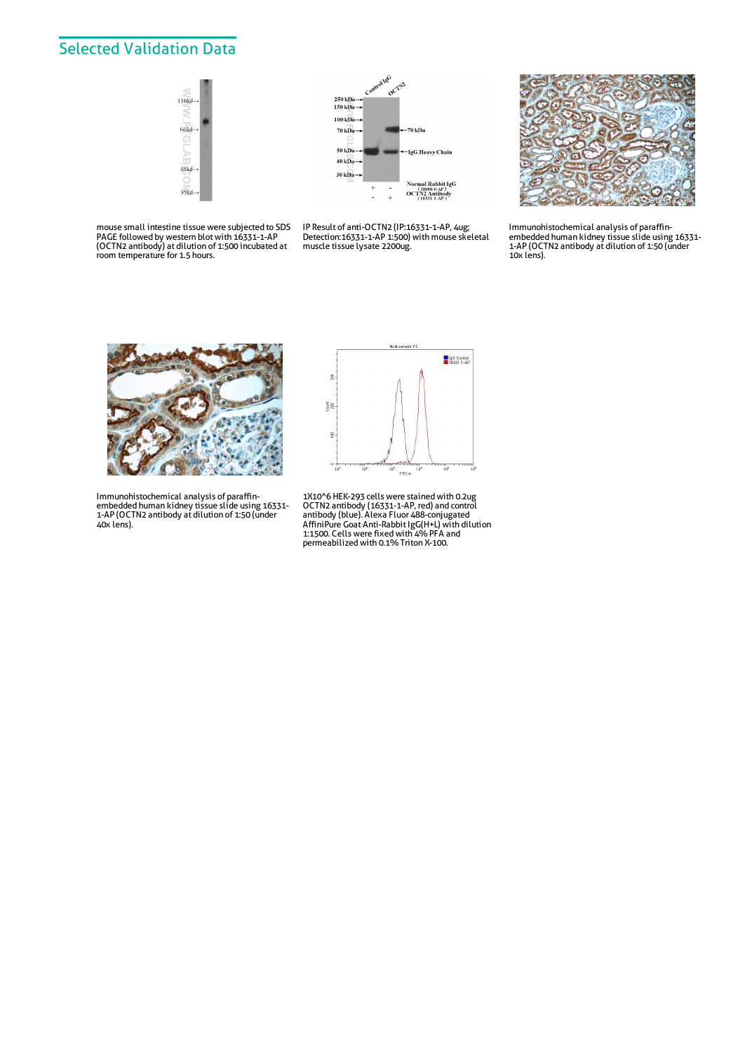## Selected Validation Data

116kd→
66kd→
45kd→
35kd→

mouse small intestine tissue were subjected to SDS PAGE followed by western blot with 16331-1-AP (OCTN2 antibody) at dilution of 1:500 incubated at room temperature for 1.5 hours.

Control IgG
OCTN2
250 kDa→
150 kDa→
100 kDa→
70 kDa→
50 kDa→
40 kDa→
30 kDa→
←70 kDa
←IgG Heavy Chain
Normal Rabbit IgG (30000-0-AP)
OCTN2 Antibody (16331-1-AP)
+ -
- +

IP Result of anti-OCTN2 (IP:16331-1-AP, 4ug; Detection:16331-1-AP 1:500) with mouse skeletal muscle tissue lysate 2200ug.

Immunohistochemical analysis of paraffin-embedded human kidney tissue slide using 16331-1-AP (OCTN2 antibody at dilution of 1:50 (under 10x lens).

Immunohistochemical analysis of paraffin-embedded human kidney tissue slide using 16331-1-AP (OCTN2 antibody at dilution of 1:50 (under 40x lens).

Multi-sample: P2
IgG Control
16331-1-AP
Count
FITC-A

1X10^6 HEK-293 cells were stained with 0.2ug OCTN2 antibody (16331-1-AP, red) and control antibody (blue). Alexa Fluor 488-conjugated AffiniPure Goat Anti-Rabbit IgG(H+L) with dilution 1:1500. Cells were fixed with 4% PFA and permeabilized with 0.1% Triton X-100.